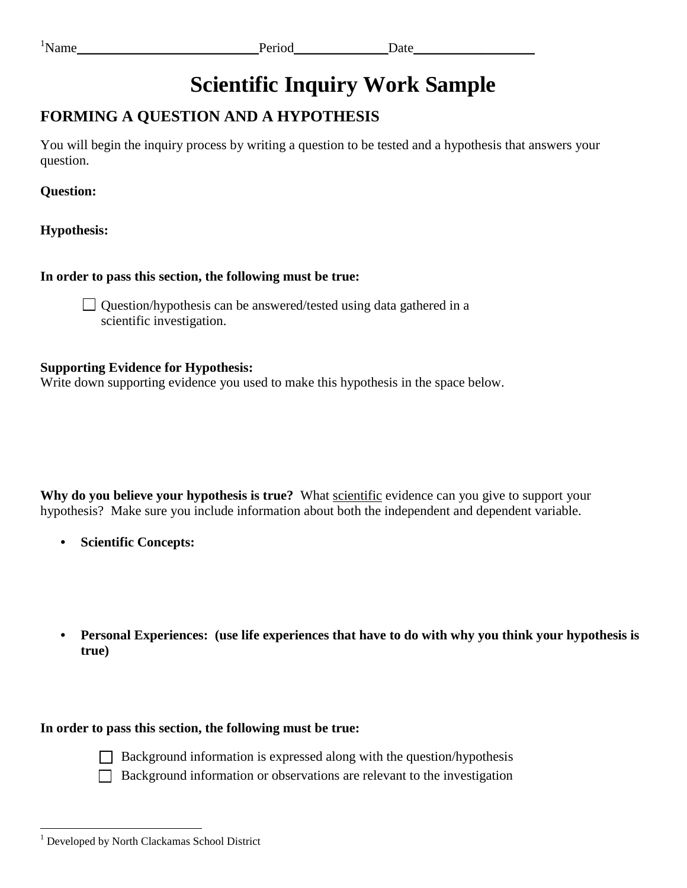[1]Name___________________________Period______________Date__________________

# Scientific Inquiry Work Sample

## FORMING A QUESTION AND A HYPOTHESIS

You will begin the inquiry process by writing a question to be tested and a hypothesis that answers your question.

**Question:**

**Hypothesis:**

**In order to pass this section, the following must be true:**

- ☐ Question/hypothesis can be answered/tested using data gathered in a scientific investigation.

**Supporting Evidence for Hypothesis:**
Write down supporting evidence you used to make this hypothesis in the space below.

**Why do you believe your hypothesis is true?** What scientific evidence can you give to support your hypothesis? Make sure you include information about both the independent and dependent variable.

- **Scientific Concepts:**

- **Personal Experiences: (use life experiences that have to do with why you think your hypothesis is true)**

**In order to pass this section, the following must be true:**

- ☐ Background information is expressed along with the question/hypothesis
- ☐ Background information or observations are relevant to the investigation

[1] Developed by North Clackamas School District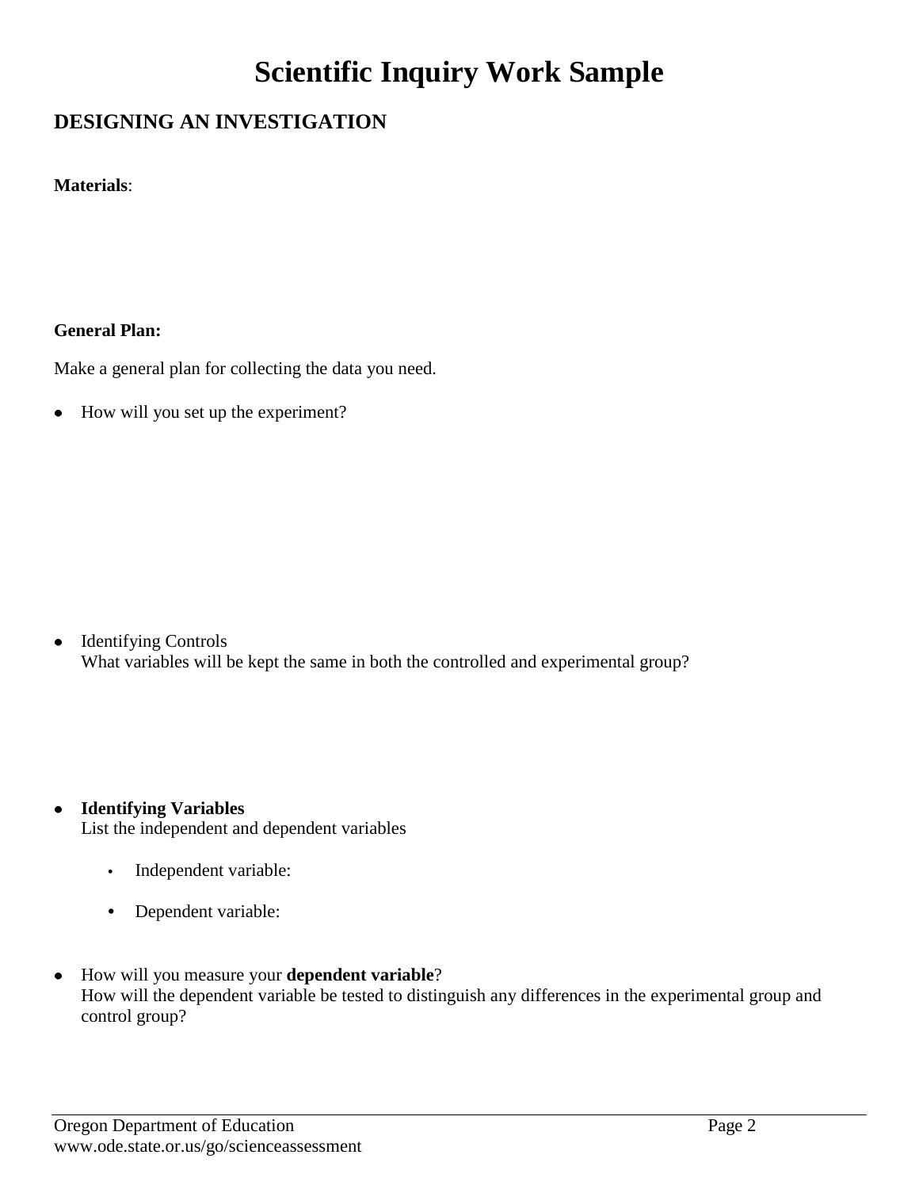# Scientific Inquiry Work Sample

## DESIGNING AN INVESTIGATION

**Materials**:

**General Plan:**

Make a general plan for collecting the data you need.

- How will you set up the experiment?

- Identifying Controls
  What variables will be kept the same in both the controlled and experimental group?

- **Identifying Variables**
  List the independent and dependent variables
  - Independent variable:
  - Dependent variable:

- How will you measure your **dependent variable**?
  How will the dependent variable be tested to distinguish any differences in the experimental group and control group?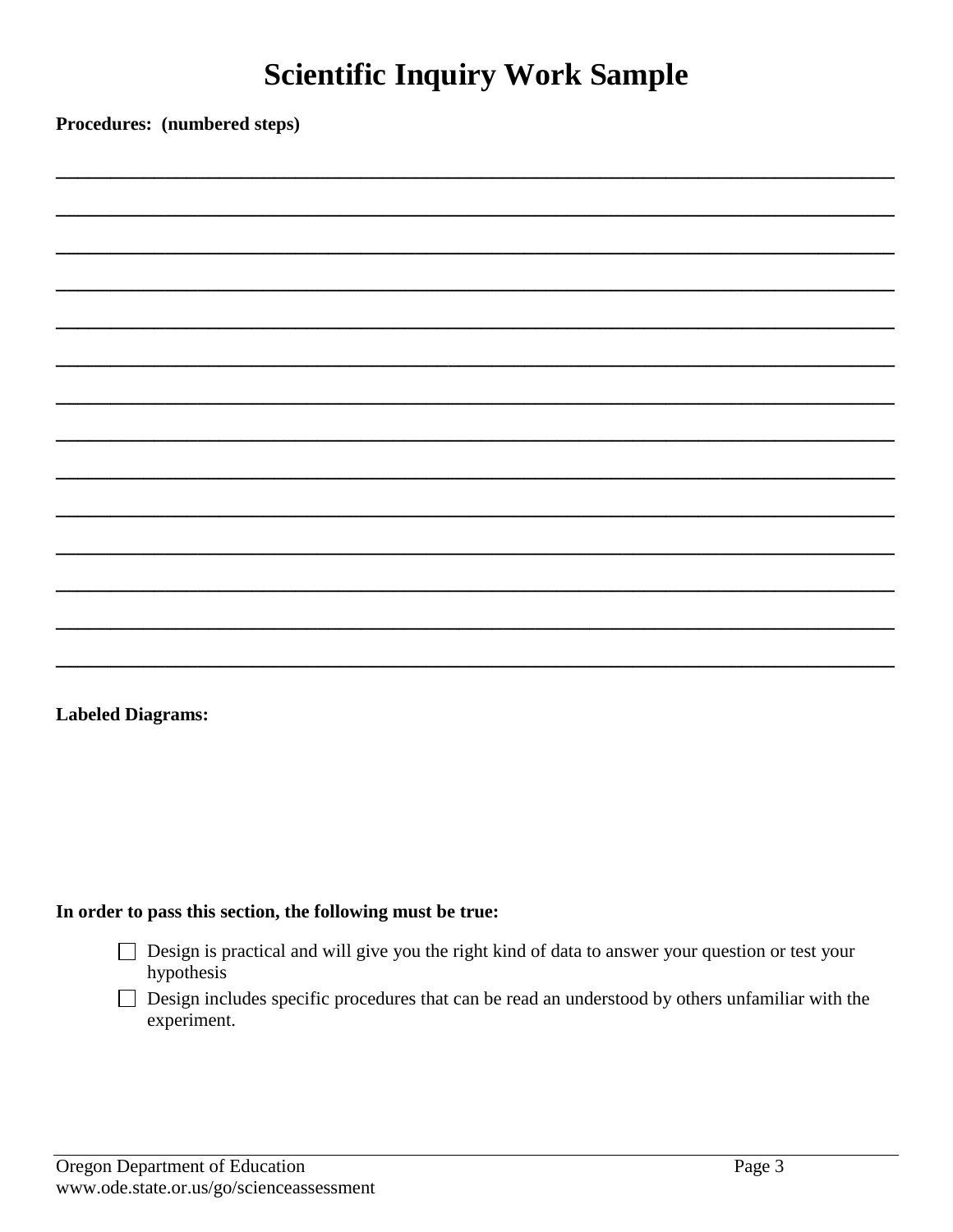# Scientific Inquiry Work Sample

**Procedures: (numbered steps)**

______________________________________________________________________________

______________________________________________________________________________

______________________________________________________________________________

______________________________________________________________________________

______________________________________________________________________________

______________________________________________________________________________

______________________________________________________________________________

______________________________________________________________________________

______________________________________________________________________________

______________________________________________________________________________

______________________________________________________________________________

______________________________________________________________________________

______________________________________________________________________________

______________________________________________________________________________

**Labeled Diagrams:**

**In order to pass this section, the following must be true:**

- ☐ Design is practical and will give you the right kind of data to answer your question or test your hypothesis
- ☐ Design includes specific procedures that can be read an understood by others unfamiliar with the experiment.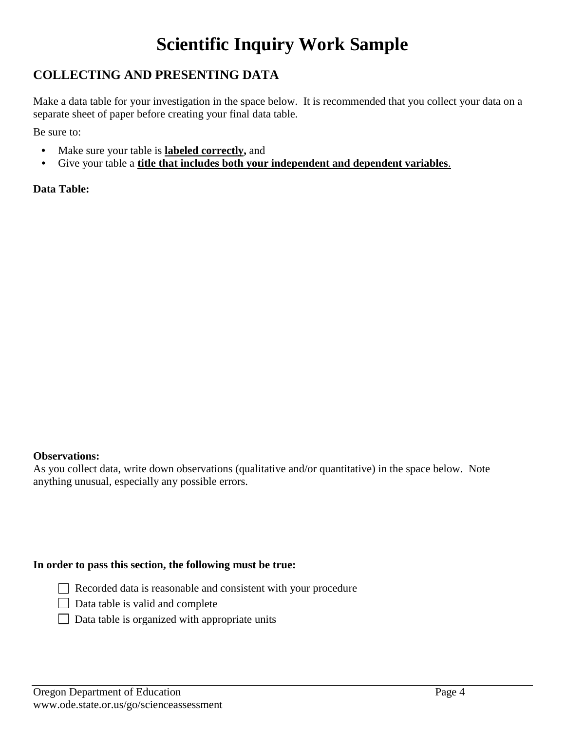# Scientific Inquiry Work Sample

## COLLECTING AND PRESENTING DATA

Make a data table for your investigation in the space below. It is recommended that you collect your data on a separate sheet of paper before creating your final data table.

Be sure to:

- Make sure your table is **labeled correctly,** and
- Give your table a **title that includes both your independent and dependent variables**.

**Data Table:**

**Observations:**
As you collect data, write down observations (qualitative and/or quantitative) in the space below. Note anything unusual, especially any possible errors.

**In order to pass this section, the following must be true:**

- ☐ Recorded data is reasonable and consistent with your procedure
- ☐ Data table is valid and complete
- ☐ Data table is organized with appropriate units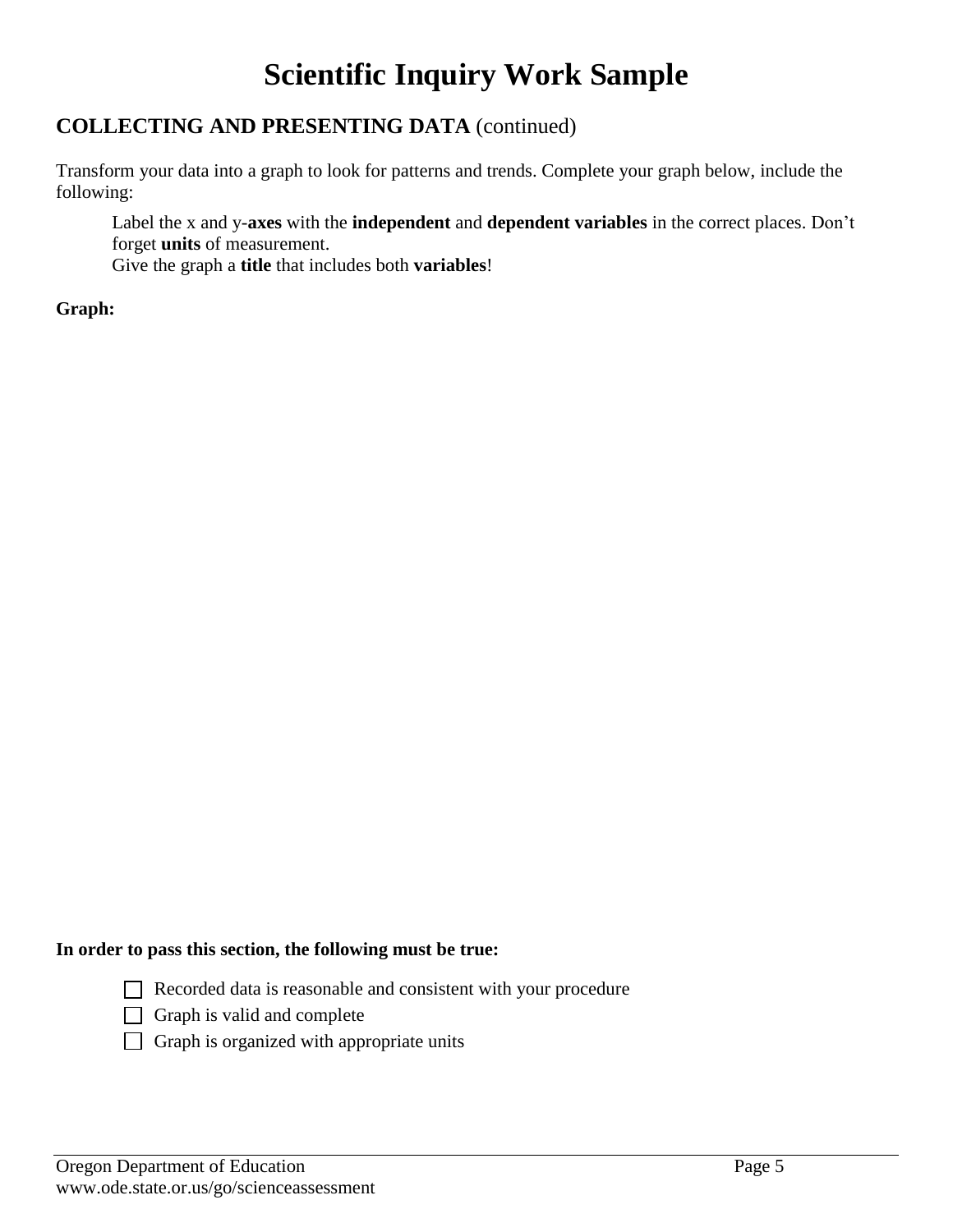# Scientific Inquiry Work Sample

## COLLECTING AND PRESENTING DATA (continued)

Transform your data into a graph to look for patterns and trends. Complete your graph below, include the following:

> Label the x and y-**axes** with the **independent** and **dependent variables** in the correct places. Don't forget **units** of measurement.
> Give the graph a **title** that includes both **variables**!

**Graph:**

**In order to pass this section, the following must be true:**

- ☐ Recorded data is reasonable and consistent with your procedure
- ☐ Graph is valid and complete
- ☐ Graph is organized with appropriate units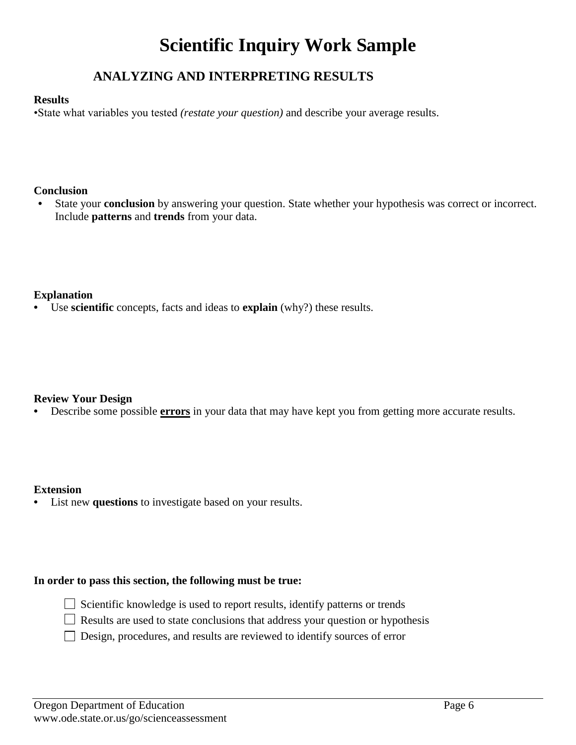# Scientific Inquiry Work Sample

## ANALYZING AND INTERPRETING RESULTS

**Results**

•State what variables you tested *(restate your question)* and describe your average results.

**Conclusion**

- State your **conclusion** by answering your question. State whether your hypothesis was correct or incorrect. Include **patterns** and **trends** from your data.

**Explanation**

- Use **scientific** concepts, facts and ideas to **explain** (why?) these results.

**Review Your Design**

- Describe some possible **errors** in your data that may have kept you from getting more accurate results.

**Extension**

- List new **questions** to investigate based on your results.

**In order to pass this section, the following must be true:**

- ☐ Scientific knowledge is used to report results, identify patterns or trends
- ☐ Results are used to state conclusions that address your question or hypothesis
- ☐ Design, procedures, and results are reviewed to identify sources of error